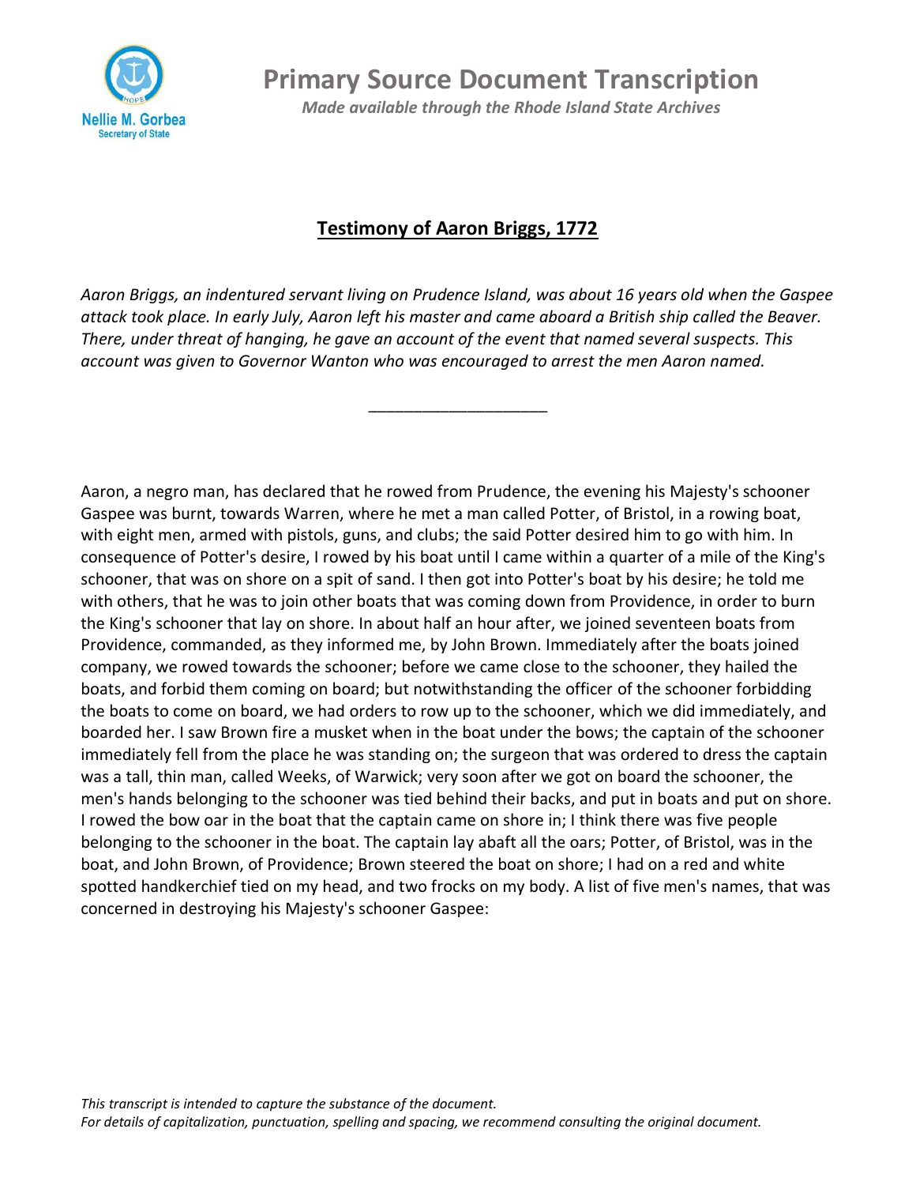# Primary Source Document Transcription

*Made available through the Rhode Island State Archives*

## Testimony of Aaron Briggs, 1772

*Aaron Briggs, an indentured servant living on Prudence Island, was about 16 years old when the Gaspee attack took place. In early July, Aaron left his master and came aboard a British ship called the Beaver. There, under threat of hanging, he gave an account of the event that named several suspects. This account was given to Governor Wanton who was encouraged to arrest the men Aaron named.*

---

Aaron, a negro man, has declared that he rowed from Prudence, the evening his Majesty's schooner Gaspee was burnt, towards Warren, where he met a man called Potter, of Bristol, in a rowing boat, with eight men, armed with pistols, guns, and clubs; the said Potter desired him to go with him. In consequence of Potter's desire, I rowed by his boat until I came within a quarter of a mile of the King's schooner, that was on shore on a spit of sand. I then got into Potter's boat by his desire; he told me with others, that he was to join other boats that was coming down from Providence, in order to burn the King's schooner that lay on shore. In about half an hour after, we joined seventeen boats from Providence, commanded, as they informed me, by John Brown. Immediately after the boats joined company, we rowed towards the schooner; before we came close to the schooner, they hailed the boats, and forbid them coming on board; but notwithstanding the officer of the schooner forbidding the boats to come on board, we had orders to row up to the schooner, which we did immediately, and boarded her. I saw Brown fire a musket when in the boat under the bows; the captain of the schooner immediately fell from the place he was standing on; the surgeon that was ordered to dress the captain was a tall, thin man, called Weeks, of Warwick; very soon after we got on board the schooner, the men's hands belonging to the schooner was tied behind their backs, and put in boats and put on shore. I rowed the bow oar in the boat that the captain came on shore in; I think there was five people belonging to the schooner in the boat. The captain lay abaft all the oars; Potter, of Bristol, was in the boat, and John Brown, of Providence; Brown steered the boat on shore; I had on a red and white spotted handkerchief tied on my head, and two frocks on my body. A list of five men's names, that was concerned in destroying his Majesty's schooner Gaspee:

*This transcript is intended to capture the substance of the document.*
*For details of capitalization, punctuation, spelling and spacing, we recommend consulting the original document.*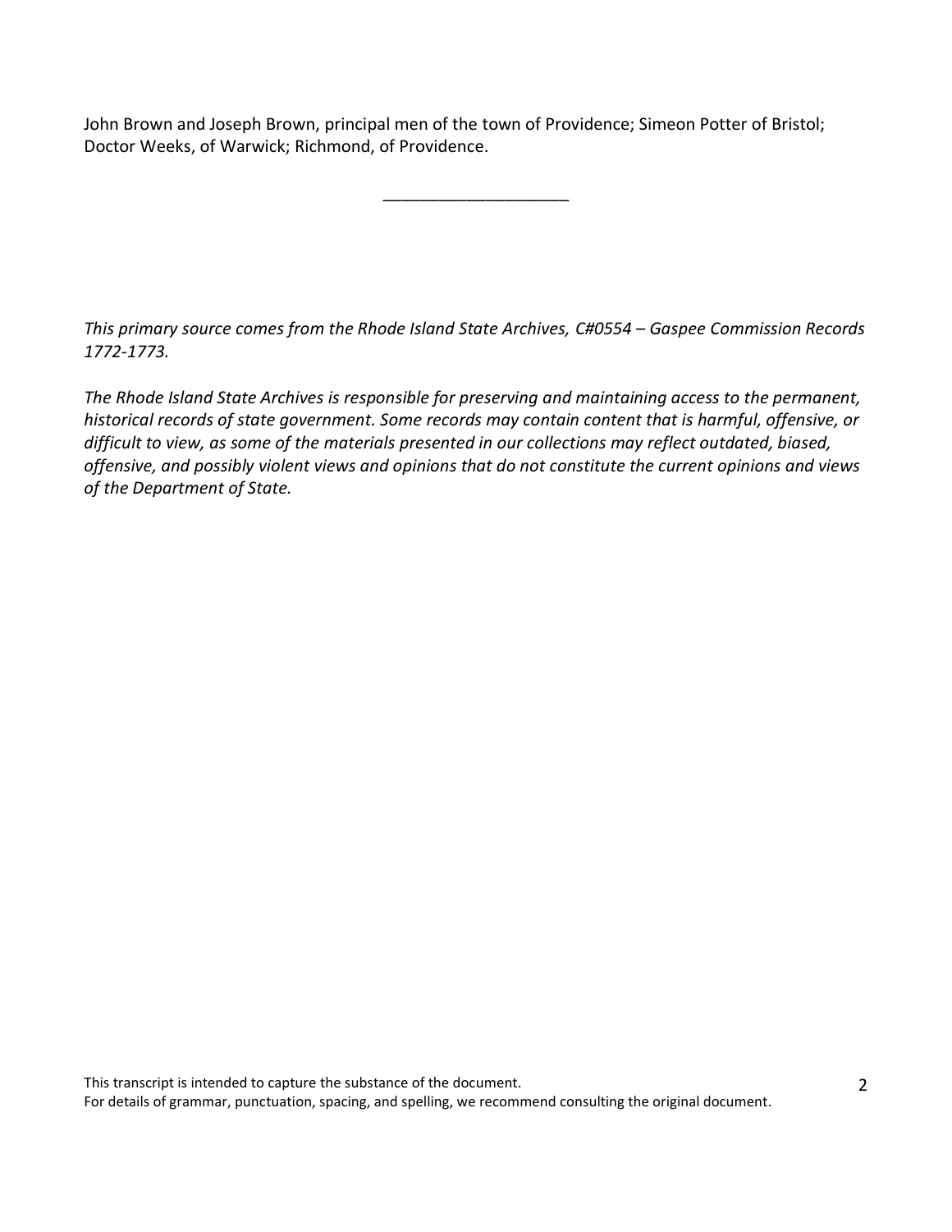John Brown and Joseph Brown, principal men of the town of Providence; Simeon Potter of Bristol; Doctor Weeks, of Warwick; Richmond, of Providence.

---

*This primary source comes from the Rhode Island State Archives, C#0554 – Gaspee Commission Records 1772-1773.*

*The Rhode Island State Archives is responsible for preserving and maintaining access to the permanent, historical records of state government. Some records may contain content that is harmful, offensive, or difficult to view, as some of the materials presented in our collections may reflect outdated, biased, offensive, and possibly violent views and opinions that do not constitute the current opinions and views of the Department of State.*

This transcript is intended to capture the substance of the document.
For details of grammar, punctuation, spacing, and spelling, we recommend consulting the original document.